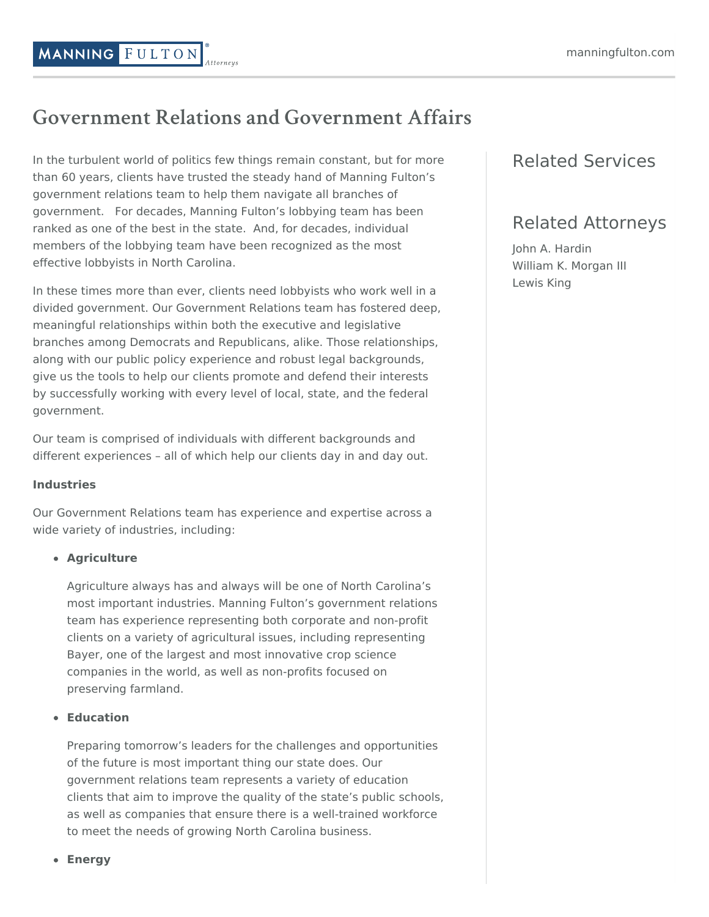# Government Relations and Government Affairs

In the turbulent world of politics few things remain constant, but for more than 60 years, clients have trusted the steady hand of Manning Fulton's government relations team to help them navigate all branches of government. For decades, Manning Fulton's lobbying team has been ranked as one of the best in the state. And, for decades, individual members of the lobbying team have been recognized as the most effective lobbyists in North Carolina.

In these times more than ever, clients need lobbyists who work well in a divided government. Our Government Relations team has fostered deep, meaningful relationships within both the executive and legislative branches among Democrats and Republicans, alike. Those relationships, along with our public policy experience and robust legal backgrounds, give us the tools to help our clients promote and defend their interests by successfully working with every level of local, state, and the federal government.

Our team is comprised of individuals with different backgrounds and different experiences – all of which help our clients day in and day out.

**Industries**

Our Government Relations team has experience and expertise across a wide variety of industries, including:

- **Agriculture**

  Agriculture always has and always will be one of North Carolina's most important industries. Manning Fulton's government relations team has experience representing both corporate and non-profit clients on a variety of agricultural issues, including representing Bayer, one of the largest and most innovative crop science companies in the world, as well as non-profits focused on preserving farmland.

- **Education**

  Preparing tomorrow's leaders for the challenges and opportunities of the future is most important thing our state does. Our government relations team represents a variety of education clients that aim to improve the quality of the state's public schools, as well as companies that ensure there is a well-trained workforce to meet the needs of growing North Carolina business.

- **Energy**

## Related Services

## Related Attorneys

John A. Hardin
William K. Morgan III
Lewis King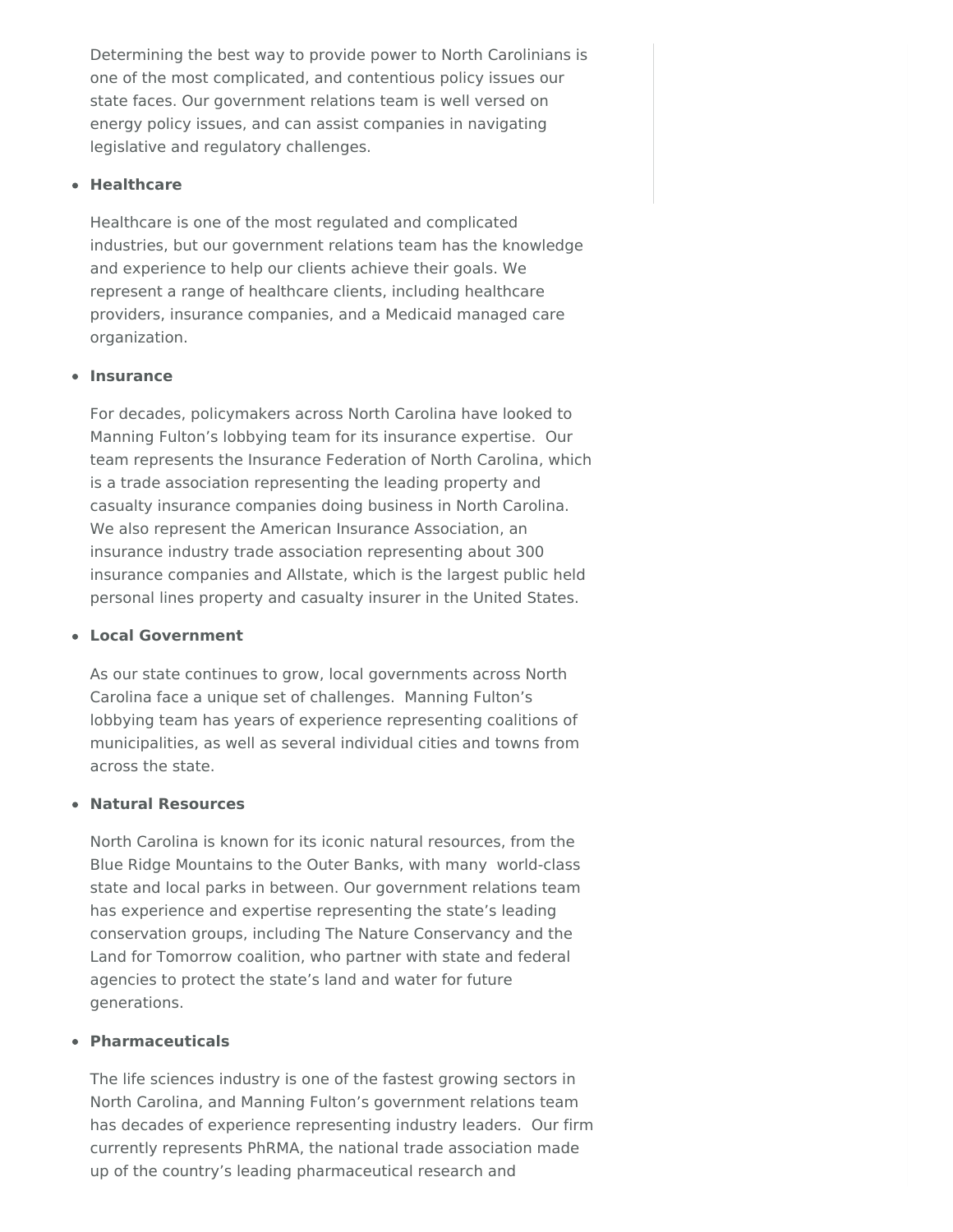Determining the best way to provide power to North Carolinians is one of the most complicated, and contentious policy issues our state faces. Our government relations team is well versed on energy policy issues, and can assist companies in navigating legislative and regulatory challenges.

- **Healthcare**

  Healthcare is one of the most regulated and complicated industries, but our government relations team has the knowledge and experience to help our clients achieve their goals. We represent a range of healthcare clients, including healthcare providers, insurance companies, and a Medicaid managed care organization.

- **Insurance**

  For decades, policymakers across North Carolina have looked to Manning Fulton's lobbying team for its insurance expertise. Our team represents the Insurance Federation of North Carolina, which is a trade association representing the leading property and casualty insurance companies doing business in North Carolina. We also represent the American Insurance Association, an insurance industry trade association representing about 300 insurance companies and Allstate, which is the largest public held personal lines property and casualty insurer in the United States.

- **Local Government**

  As our state continues to grow, local governments across North Carolina face a unique set of challenges. Manning Fulton's lobbying team has years of experience representing coalitions of municipalities, as well as several individual cities and towns from across the state.

- **Natural Resources**

  North Carolina is known for its iconic natural resources, from the Blue Ridge Mountains to the Outer Banks, with many world-class state and local parks in between. Our government relations team has experience and expertise representing the state's leading conservation groups, including The Nature Conservancy and the Land for Tomorrow coalition, who partner with state and federal agencies to protect the state's land and water for future generations.

- **Pharmaceuticals**

  The life sciences industry is one of the fastest growing sectors in North Carolina, and Manning Fulton's government relations team has decades of experience representing industry leaders. Our firm currently represents PhRMA, the national trade association made up of the country's leading pharmaceutical research and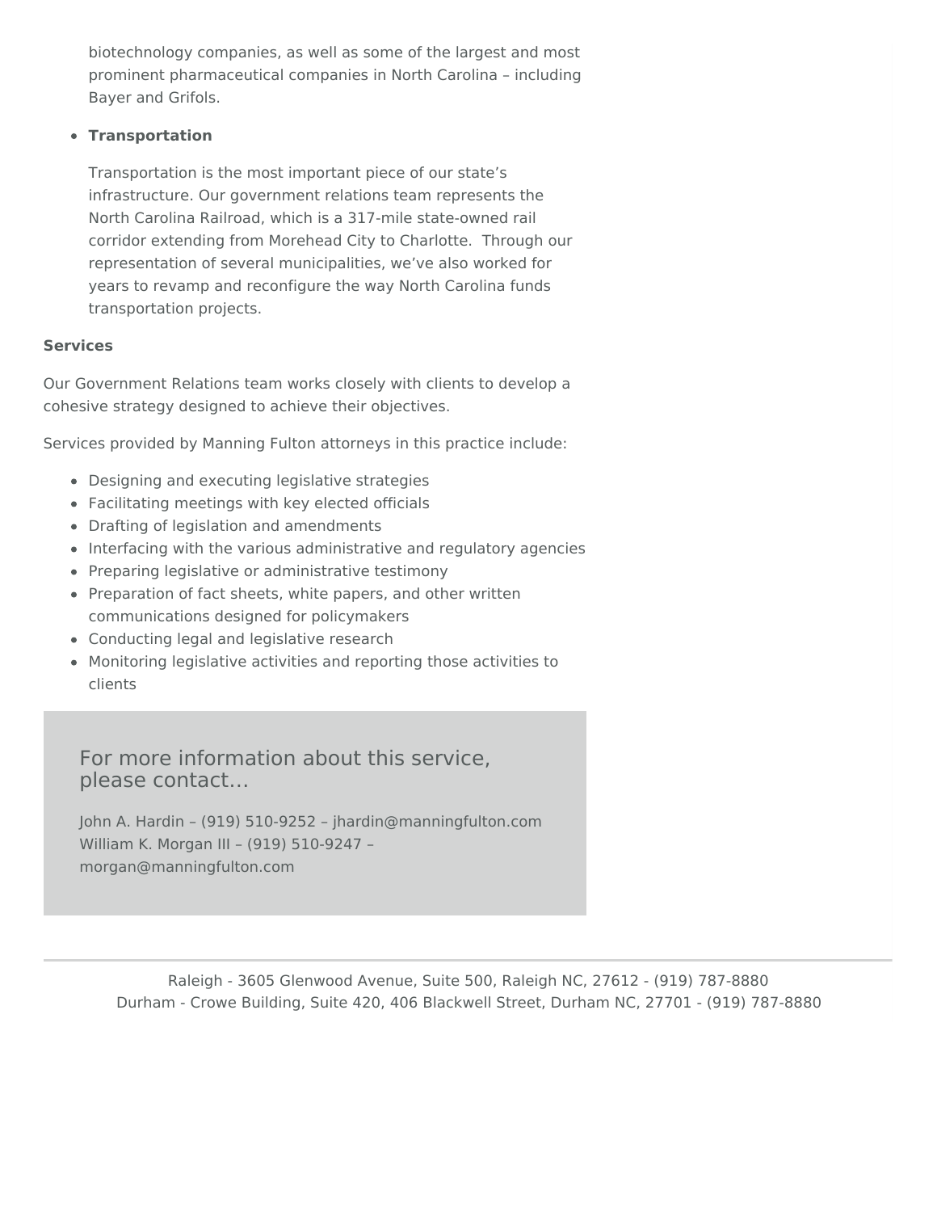biotechnology companies, as well as some of the largest and most prominent pharmaceutical companies in North Carolina – including Bayer and Grifols.

- **Transportation**

  Transportation is the most important piece of our state's infrastructure. Our government relations team represents the North Carolina Railroad, which is a 317-mile state-owned rail corridor extending from Morehead City to Charlotte. Through our representation of several municipalities, we've also worked for years to revamp and reconfigure the way North Carolina funds transportation projects.

**Services**

Our Government Relations team works closely with clients to develop a cohesive strategy designed to achieve their objectives.

Services provided by Manning Fulton attorneys in this practice include:

- Designing and executing legislative strategies
- Facilitating meetings with key elected officials
- Drafting of legislation and amendments
- Interfacing with the various administrative and regulatory agencies
- Preparing legislative or administrative testimony
- Preparation of fact sheets, white papers, and other written communications designed for policymakers
- Conducting legal and legislative research
- Monitoring legislative activities and reporting those activities to clients

## For more information about this service, please contact…

John A. Hardin – (919) 510-9252 – jhardin@manningfulton.com
William K. Morgan III – (919) 510-9247 – morgan@manningfulton.com

Raleigh - 3605 Glenwood Avenue, Suite 500, Raleigh NC, 27612 - (919) 787-8880
Durham - Crowe Building, Suite 420, 406 Blackwell Street, Durham NC, 27701 - (919) 787-8880